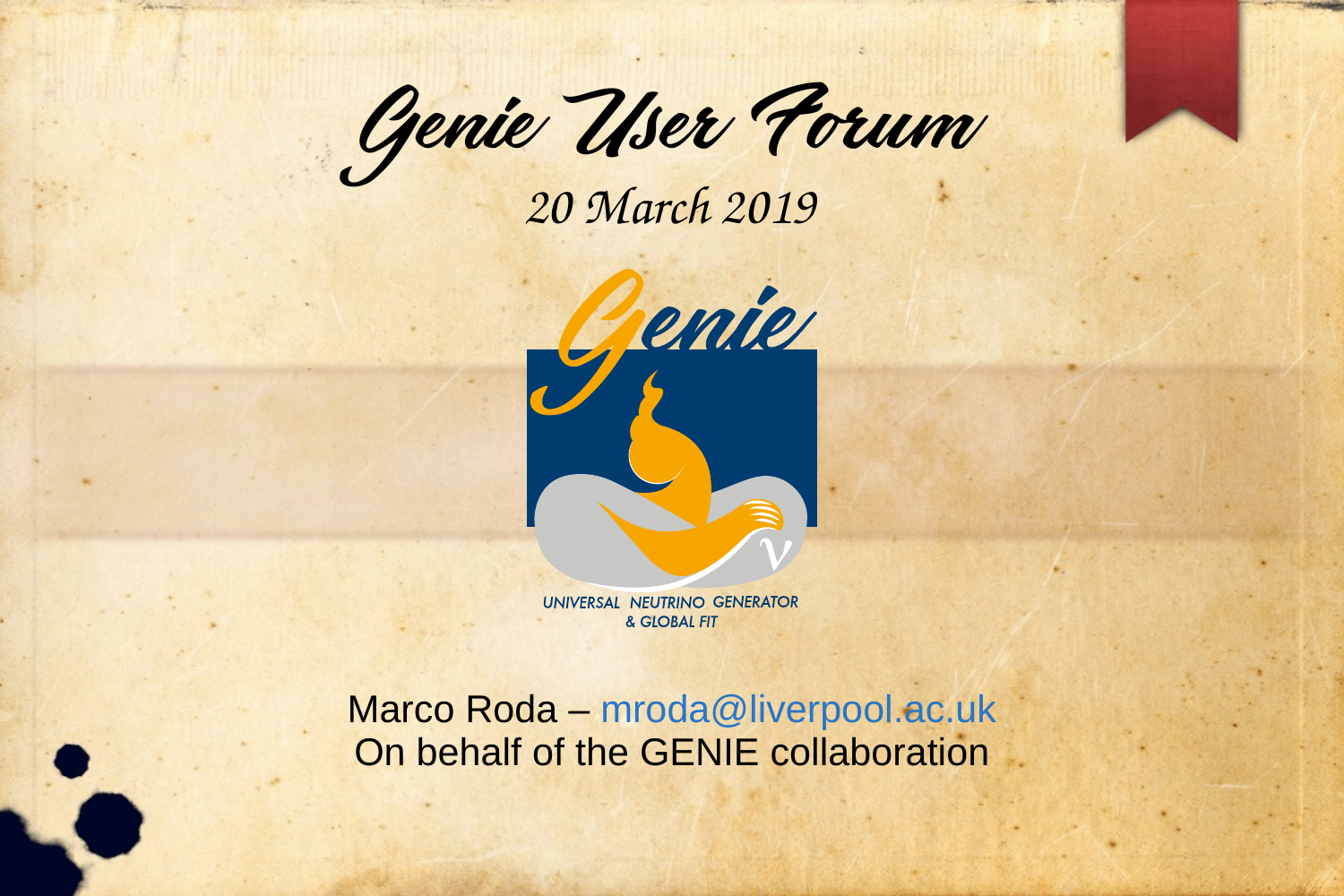# Genie User Forum

*20 March 2019*

Genie

UNIVERSAL NEUTRINO GENERATOR & GLOBAL FIT

Marco Roda – mroda@liverpool.ac.uk
On behalf of the GENIE collaboration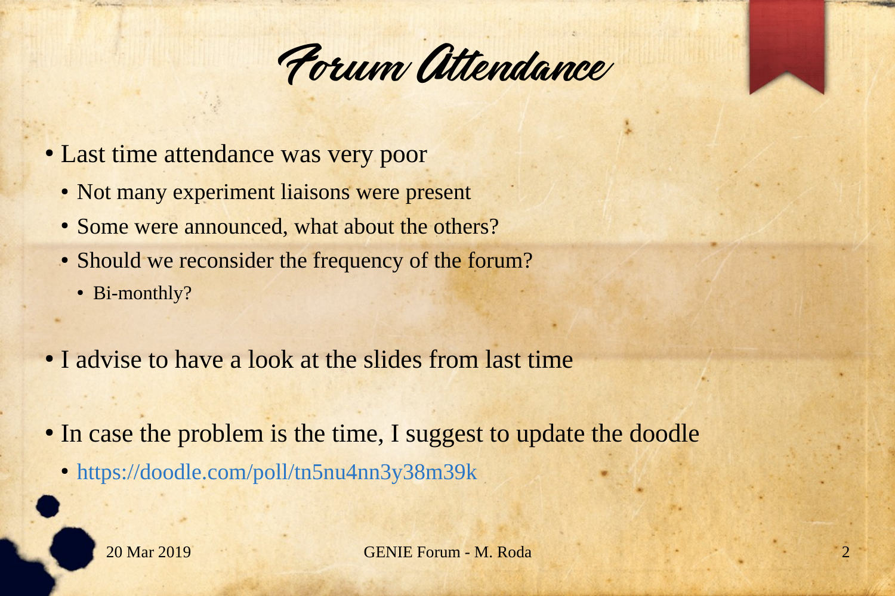# Forum Attendance

- Last time attendance was very poor
  - Not many experiment liaisons were present
  - Some were announced, what about the others?
  - Should we reconsider the frequency of the forum?
    - Bi-monthly?
- I advise to have a look at the slides from last time
- In case the problem is the time, I suggest to update the doodle
  - https://doodle.com/poll/tn5nu4nn3y38m39k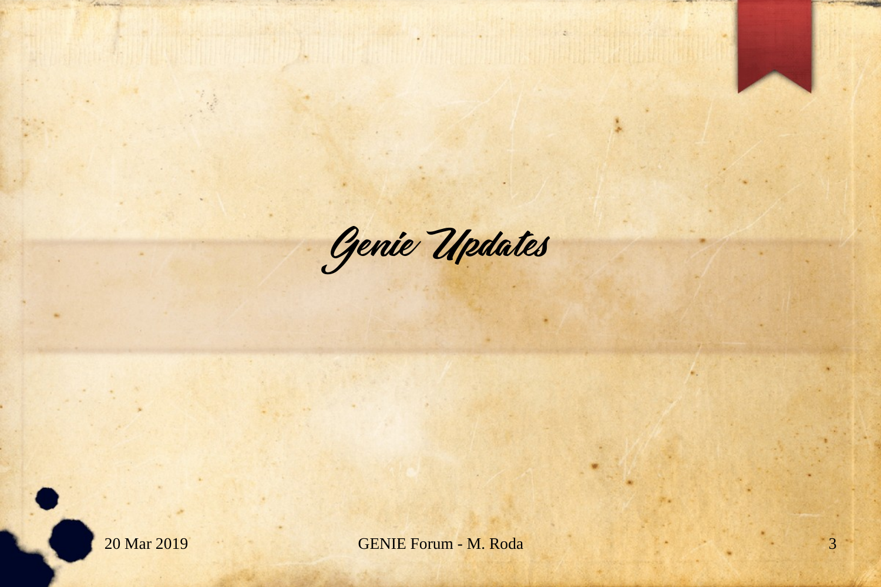# Genie Updates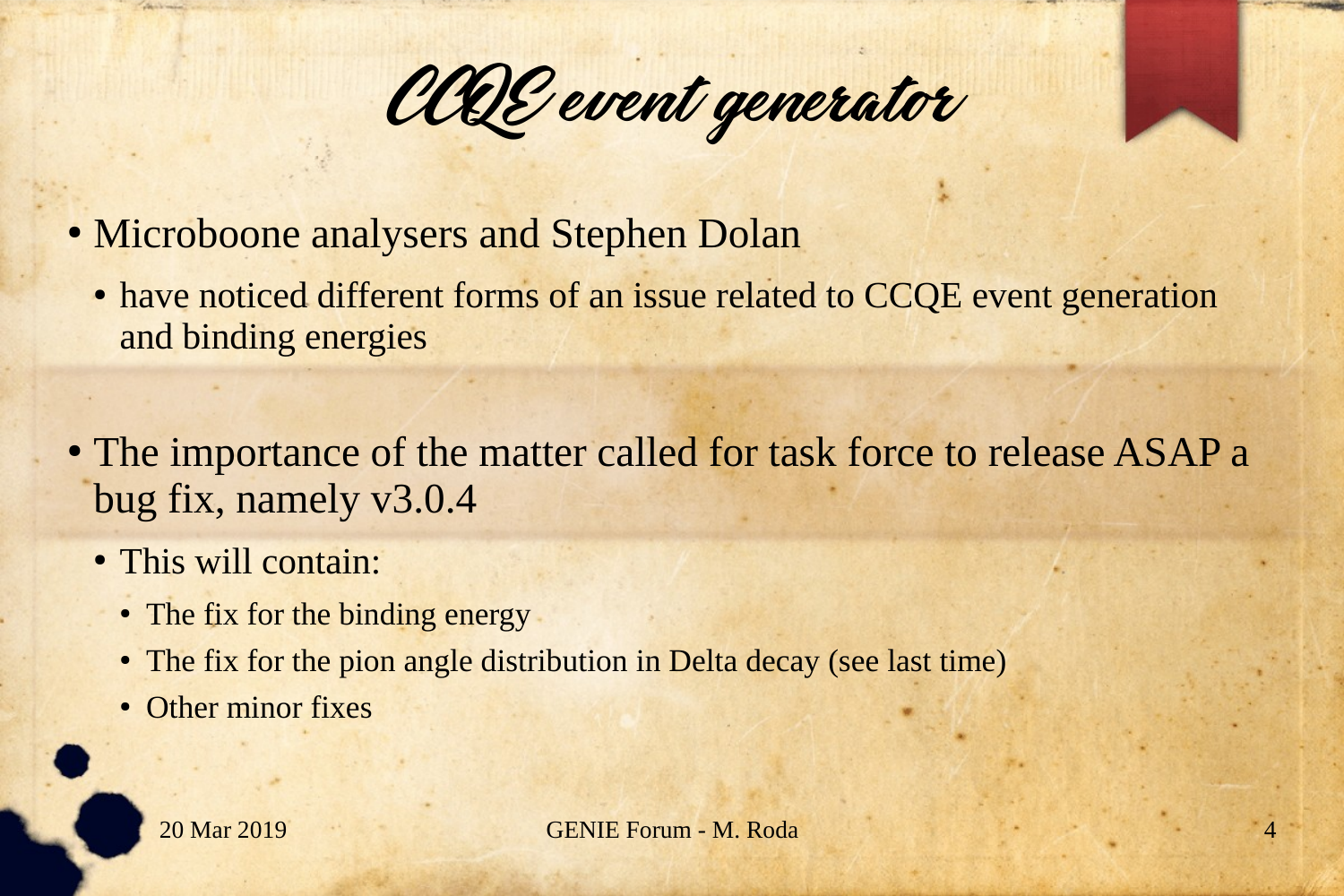# CCQE event generator

- Microboone analysers and Stephen Dolan
  - have noticed different forms of an issue related to CCQE event generation and binding energies
- The importance of the matter called for task force to release ASAP a bug fix, namely v3.0.4
  - This will contain:
    - The fix for the binding energy
    - The fix for the pion angle distribution in Delta decay (see last time)
    - Other minor fixes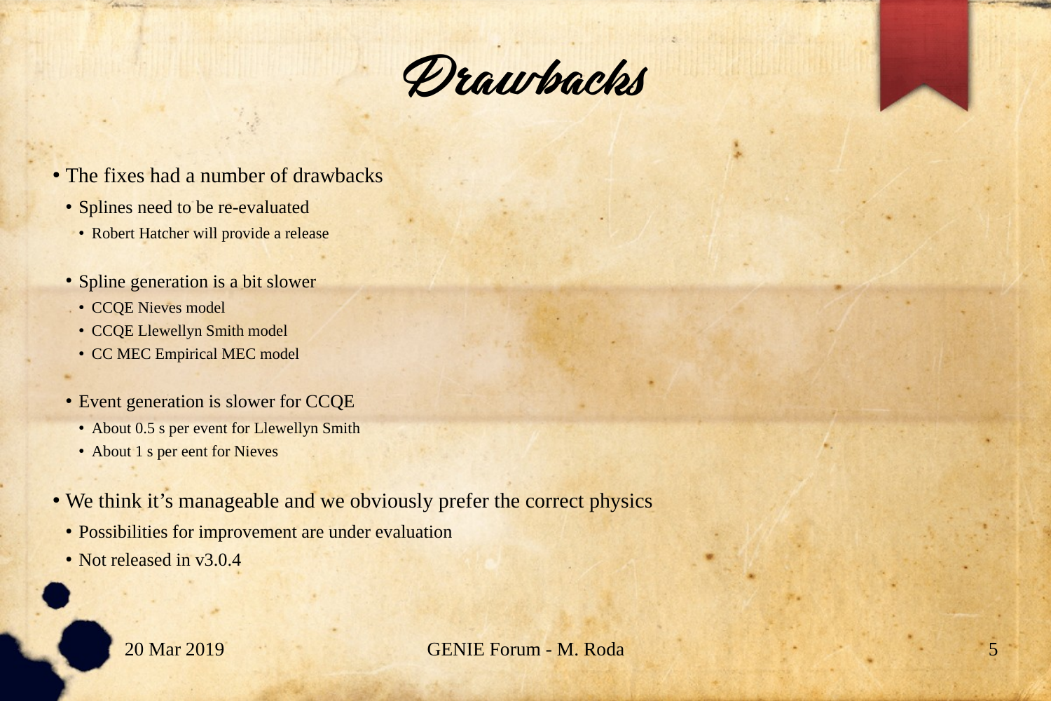# Drawbacks

- The fixes had a number of drawbacks
  - Splines need to be re-evaluated
    - Robert Hatcher will provide a release
  - Spline generation is a bit slower
    - CCQE Nieves model
    - CCQE Llewellyn Smith model
    - CC MEC Empirical MEC model
  - Event generation is slower for CCQE
    - About 0.5 s per event for Llewellyn Smith
    - About 1 s per eent for Nieves
- We think it's manageable and we obviously prefer the correct physics
  - Possibilities for improvement are under evaluation
  - Not released in v3.0.4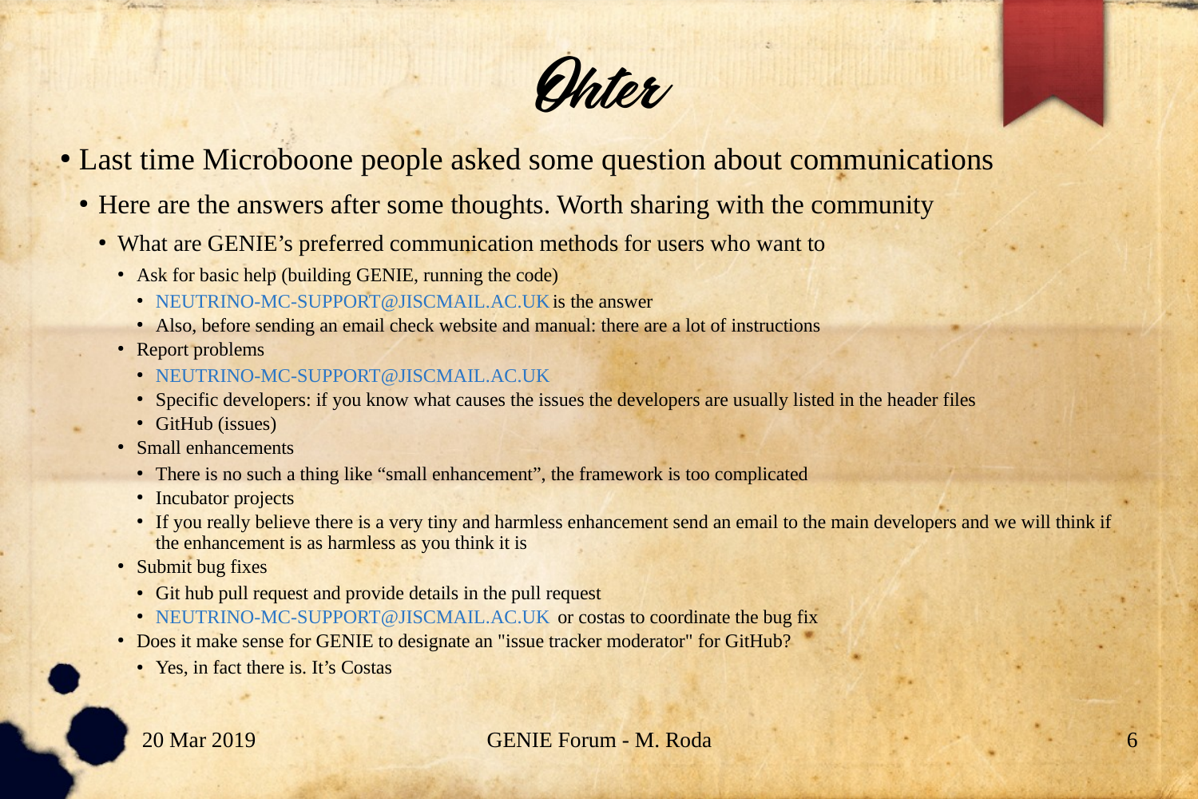# Ohter

- Last time Microboone people asked some question about communications
  - Here are the answers after some thoughts. Worth sharing with the community
    - What are GENIE's preferred communication methods for users who want to
      - Ask for basic help (building GENIE, running the code)
        - NEUTRINO-MC-SUPPORT@JISCMAIL.AC.UK is the answer
        - Also, before sending an email check website and manual: there are a lot of instructions
      - Report problems
        - NEUTRINO-MC-SUPPORT@JISCMAIL.AC.UK
        - Specific developers: if you know what causes the issues the developers are usually listed in the header files
        - GitHub (issues)
      - Small enhancements
        - There is no such a thing like "small enhancement", the framework is too complicated
        - Incubator projects
        - If you really believe there is a very tiny and harmless enhancement send an email to the main developers and we will think if the enhancement is as harmless as you think it is
      - Submit bug fixes
        - Git hub pull request and provide details in the pull request
        - NEUTRINO-MC-SUPPORT@JISCMAIL.AC.UK or costas to coordinate the bug fix
      - Does it make sense for GENIE to designate an "issue tracker moderator" for GitHub?
        - Yes, in fact there is. It's Costas